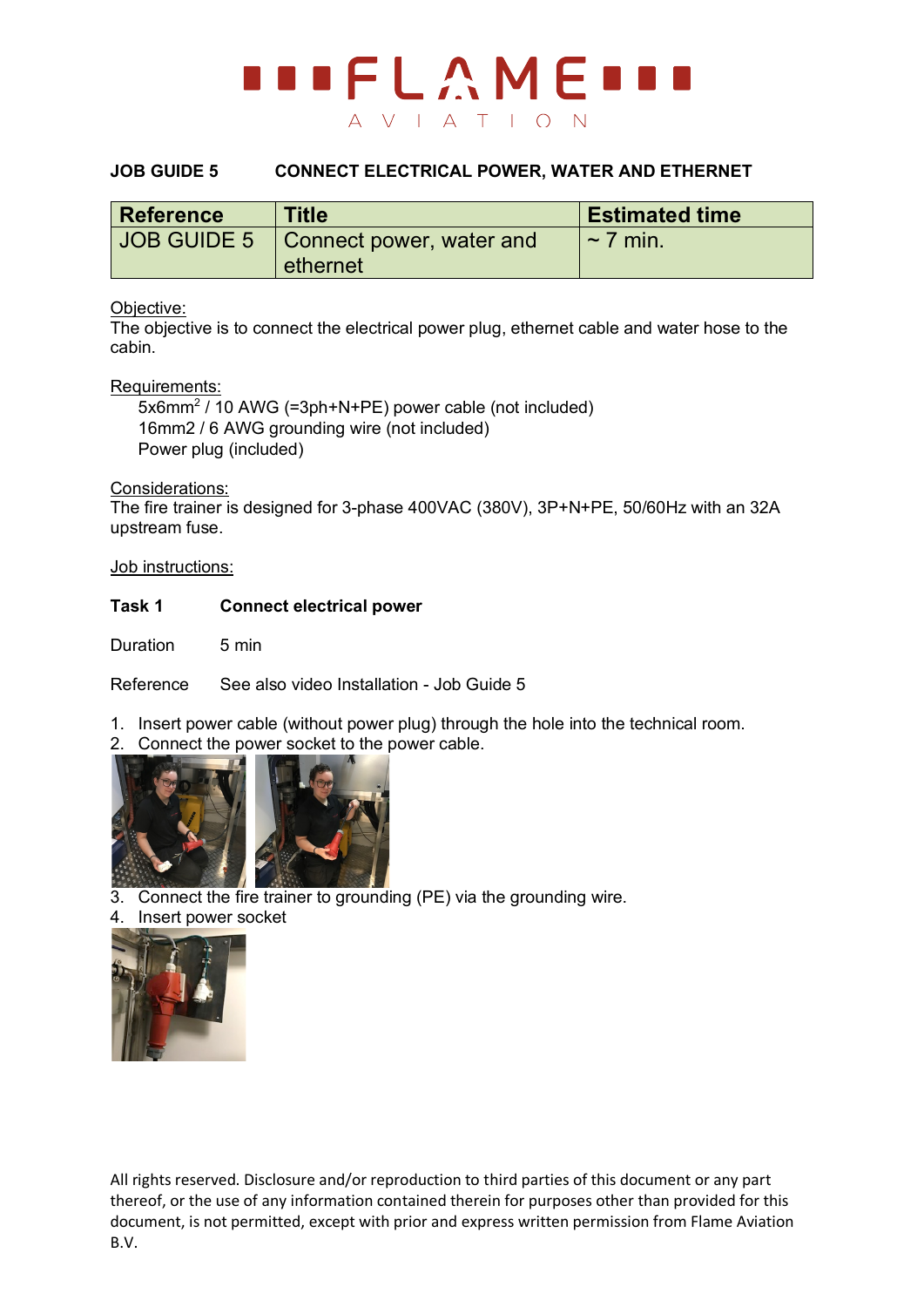# FLAME AVIATION

**JOB GUIDE 5 CONNECT ELECTRICAL POWER, WATER AND ETHERNET**

| Reference | Title | Estimated time |
|---|---|---|
| JOB GUIDE 5 | Connect power, water and ethernet | ~ 7 min. |

Objective:
The objective is to connect the electrical power plug, ethernet cable and water hose to the cabin.

Requirements:

- $5x6mm^2$ / 10 AWG (=3ph+N+PE) power cable (not included)
- 16mm2 / 6 AWG grounding wire (not included)
- Power plug (included)

Considerations:
The fire trainer is designed for 3-phase 400VAC (380V), 3P+N+PE, 50/60Hz with an 32A upstream fuse.

Job instructions:

**Task 1 Connect electrical power**

Duration 5 min

Reference See also video Installation - Job Guide 5

1. Insert power cable (without power plug) through the hole into the technical room.
2. Connect the power socket to the power cable.
3. Connect the fire trainer to grounding (PE) via the grounding wire.
4. Insert power socket

All rights reserved. Disclosure and/or reproduction to third parties of this document or any part thereof, or the use of any information contained therein for purposes other than provided for this document, is not permitted, except with prior and express written permission from Flame Aviation B.V.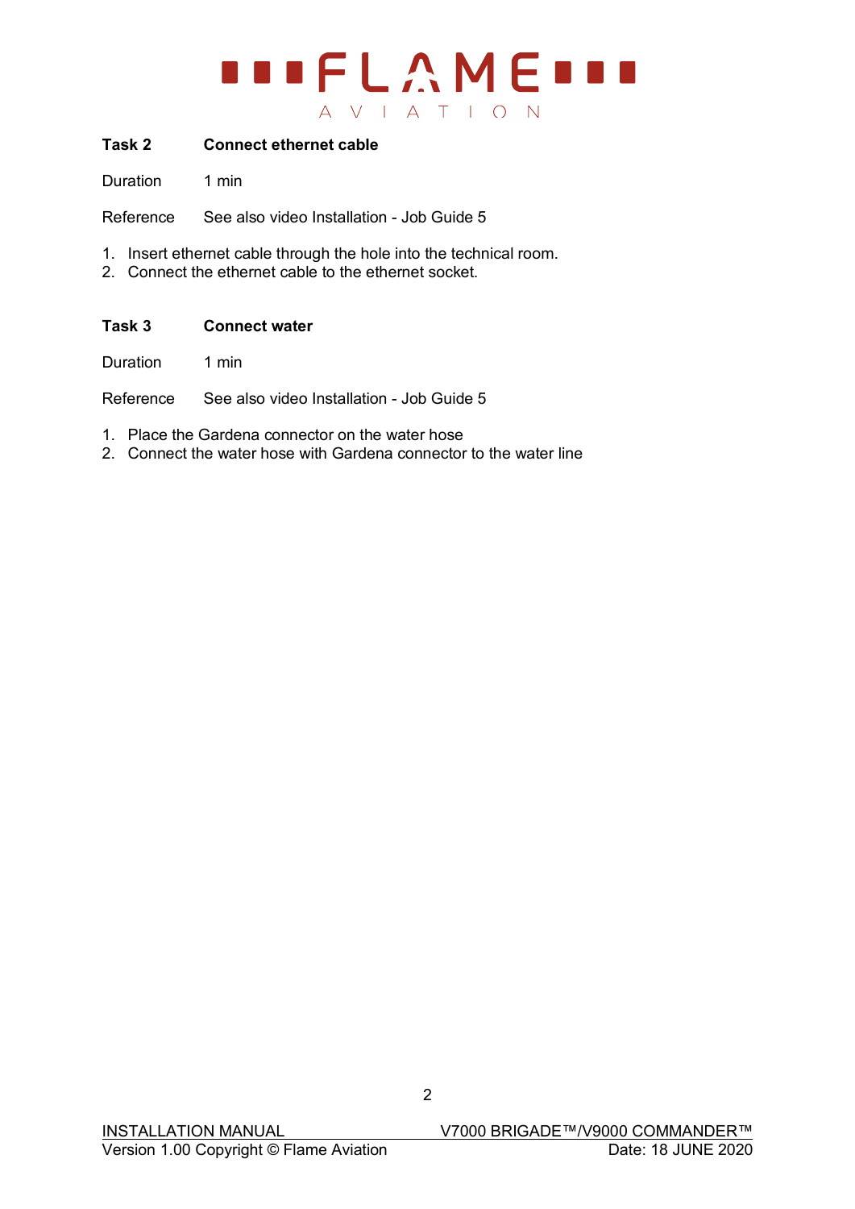**Task 2 Connect ethernet cable**

Duration 1 min

Reference See also video Installation - Job Guide 5

1. Insert ethernet cable through the hole into the technical room.
2. Connect the ethernet cable to the ethernet socket.

**Task 3 Connect water**

Duration 1 min

Reference See also video Installation - Job Guide 5

1. Place the Gardena connector on the water hose
2. Connect the water hose with Gardena connector to the water line